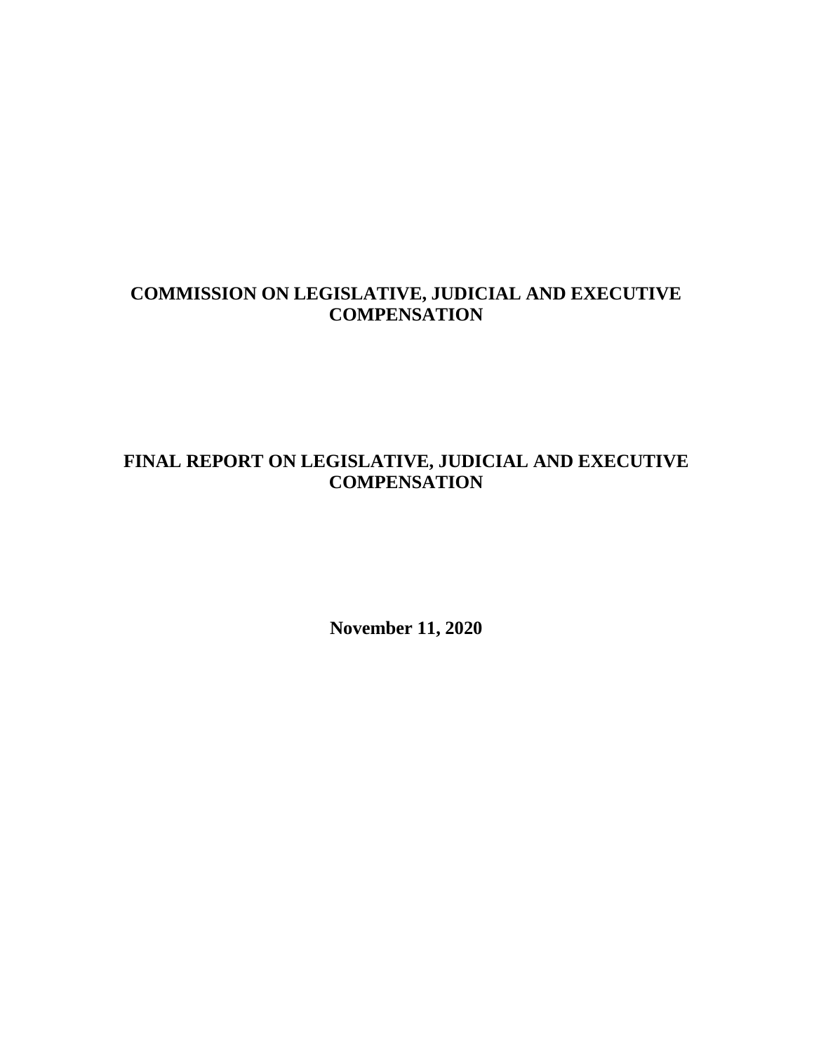# COMMISSION ON LEGISLATIVE, JUDICIAL AND EXECUTIVE COMPENSATION

# FINAL REPORT ON LEGISLATIVE, JUDICIAL AND EXECUTIVE COMPENSATION

**November 11, 2020**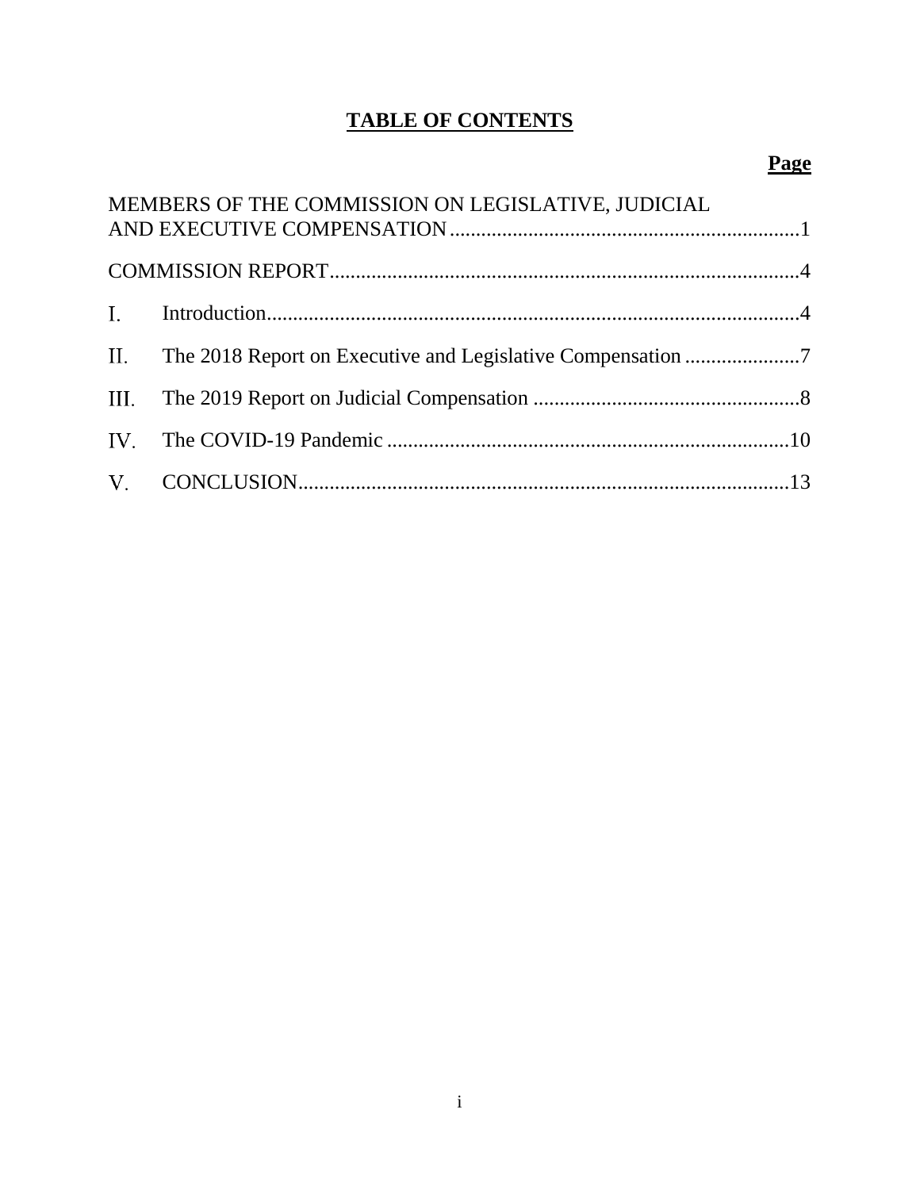# TABLE OF CONTENTS

**Page**

MEMBERS OF THE COMMISSION ON LEGISLATIVE, JUDICIAL AND EXECUTIVE COMPENSATION....1

COMMISSION REPORT....4

I. Introduction....4

II. The 2018 Report on Executive and Legislative Compensation....7

III. The 2019 Report on Judicial Compensation....8

IV. The COVID-19 Pandemic....10

V. CONCLUSION....13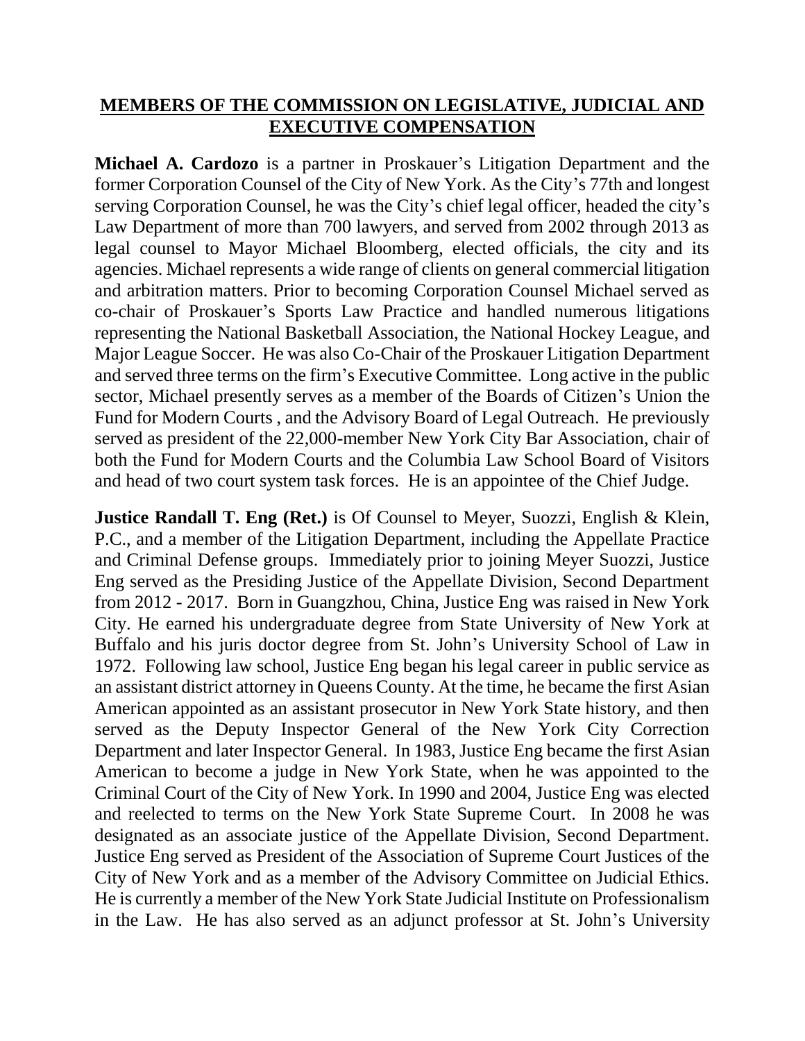## **MEMBERS OF THE COMMISSION ON LEGISLATIVE, JUDICIAL AND EXECUTIVE COMPENSATION**

**Michael A. Cardozo** is a partner in Proskauer's Litigation Department and the former Corporation Counsel of the City of New York. As the City's 77th and longest serving Corporation Counsel, he was the City's chief legal officer, headed the city's Law Department of more than 700 lawyers, and served from 2002 through 2013 as legal counsel to Mayor Michael Bloomberg, elected officials, the city and its agencies. Michael represents a wide range of clients on general commercial litigation and arbitration matters. Prior to becoming Corporation Counsel Michael served as co-chair of Proskauer's Sports Law Practice and handled numerous litigations representing the National Basketball Association, the National Hockey League, and Major League Soccer. He was also Co-Chair of the Proskauer Litigation Department and served three terms on the firm's Executive Committee. Long active in the public sector, Michael presently serves as a member of the Boards of Citizen's Union the Fund for Modern Courts , and the Advisory Board of Legal Outreach. He previously served as president of the 22,000-member New York City Bar Association, chair of both the Fund for Modern Courts and the Columbia Law School Board of Visitors and head of two court system task forces. He is an appointee of the Chief Judge.

**Justice Randall T. Eng (Ret.)** is Of Counsel to Meyer, Suozzi, English & Klein, P.C., and a member of the Litigation Department, including the Appellate Practice and Criminal Defense groups. Immediately prior to joining Meyer Suozzi, Justice Eng served as the Presiding Justice of the Appellate Division, Second Department from 2012 - 2017. Born in Guangzhou, China, Justice Eng was raised in New York City. He earned his undergraduate degree from State University of New York at Buffalo and his juris doctor degree from St. John's University School of Law in 1972. Following law school, Justice Eng began his legal career in public service as an assistant district attorney in Queens County. At the time, he became the first Asian American appointed as an assistant prosecutor in New York State history, and then served as the Deputy Inspector General of the New York City Correction Department and later Inspector General. In 1983, Justice Eng became the first Asian American to become a judge in New York State, when he was appointed to the Criminal Court of the City of New York. In 1990 and 2004, Justice Eng was elected and reelected to terms on the New York State Supreme Court. In 2008 he was designated as an associate justice of the Appellate Division, Second Department. Justice Eng served as President of the Association of Supreme Court Justices of the City of New York and as a member of the Advisory Committee on Judicial Ethics. He is currently a member of the New York State Judicial Institute on Professionalism in the Law. He has also served as an adjunct professor at St. John's University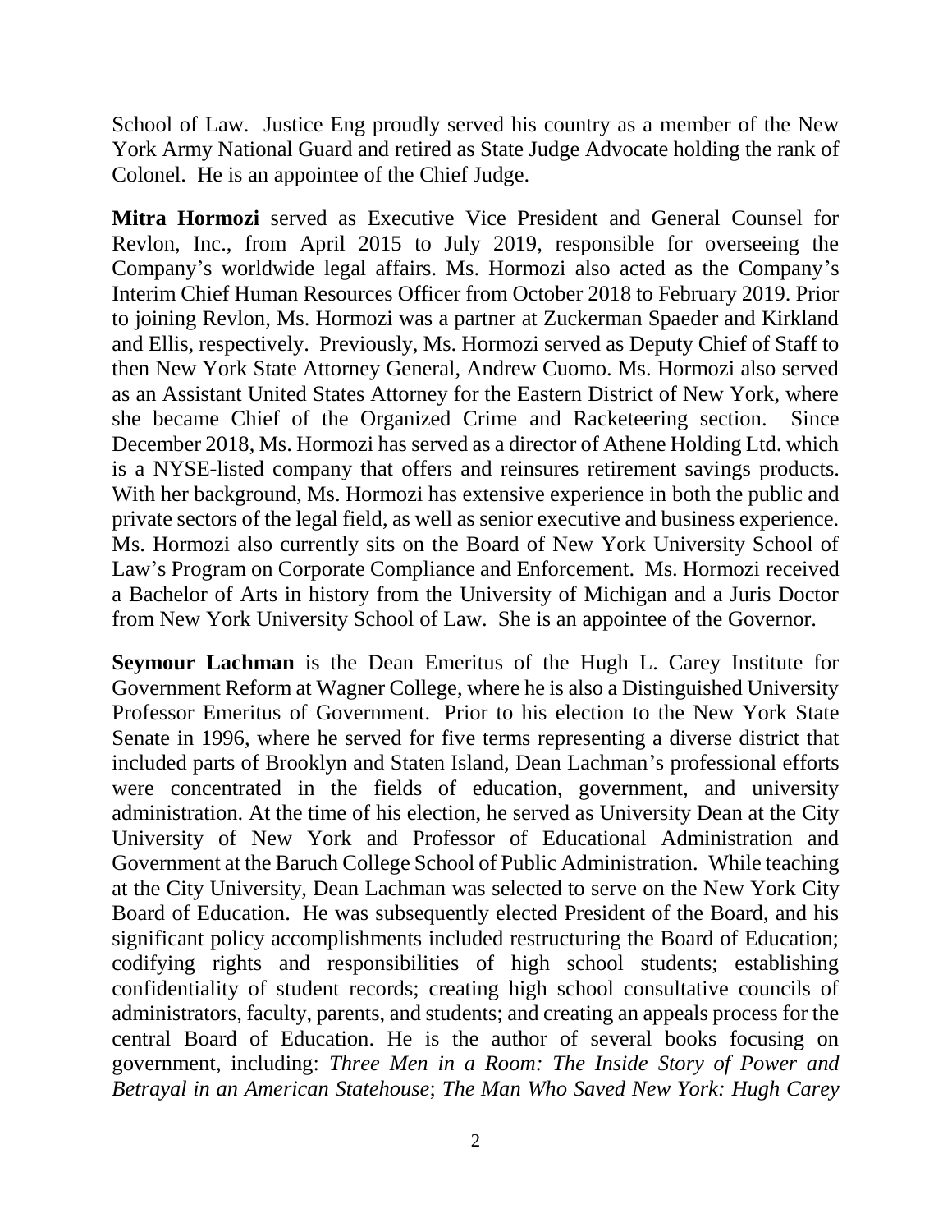School of Law. Justice Eng proudly served his country as a member of the New York Army National Guard and retired as State Judge Advocate holding the rank of Colonel. He is an appointee of the Chief Judge.

**Mitra Hormozi** served as Executive Vice President and General Counsel for Revlon, Inc., from April 2015 to July 2019, responsible for overseeing the Company's worldwide legal affairs. Ms. Hormozi also acted as the Company's Interim Chief Human Resources Officer from October 2018 to February 2019. Prior to joining Revlon, Ms. Hormozi was a partner at Zuckerman Spaeder and Kirkland and Ellis, respectively. Previously, Ms. Hormozi served as Deputy Chief of Staff to then New York State Attorney General, Andrew Cuomo. Ms. Hormozi also served as an Assistant United States Attorney for the Eastern District of New York, where she became Chief of the Organized Crime and Racketeering section. Since December 2018, Ms. Hormozi has served as a director of Athene Holding Ltd. which is a NYSE-listed company that offers and reinsures retirement savings products. With her background, Ms. Hormozi has extensive experience in both the public and private sectors of the legal field, as well as senior executive and business experience. Ms. Hormozi also currently sits on the Board of New York University School of Law's Program on Corporate Compliance and Enforcement. Ms. Hormozi received a Bachelor of Arts in history from the University of Michigan and a Juris Doctor from New York University School of Law. She is an appointee of the Governor.

**Seymour Lachman** is the Dean Emeritus of the Hugh L. Carey Institute for Government Reform at Wagner College, where he is also a Distinguished University Professor Emeritus of Government. Prior to his election to the New York State Senate in 1996, where he served for five terms representing a diverse district that included parts of Brooklyn and Staten Island, Dean Lachman's professional efforts were concentrated in the fields of education, government, and university administration. At the time of his election, he served as University Dean at the City University of New York and Professor of Educational Administration and Government at the Baruch College School of Public Administration. While teaching at the City University, Dean Lachman was selected to serve on the New York City Board of Education. He was subsequently elected President of the Board, and his significant policy accomplishments included restructuring the Board of Education; codifying rights and responsibilities of high school students; establishing confidentiality of student records; creating high school consultative councils of administrators, faculty, parents, and students; and creating an appeals process for the central Board of Education. He is the author of several books focusing on government, including: *Three Men in a Room: The Inside Story of Power and Betrayal in an American Statehouse*; *The Man Who Saved New York: Hugh Carey*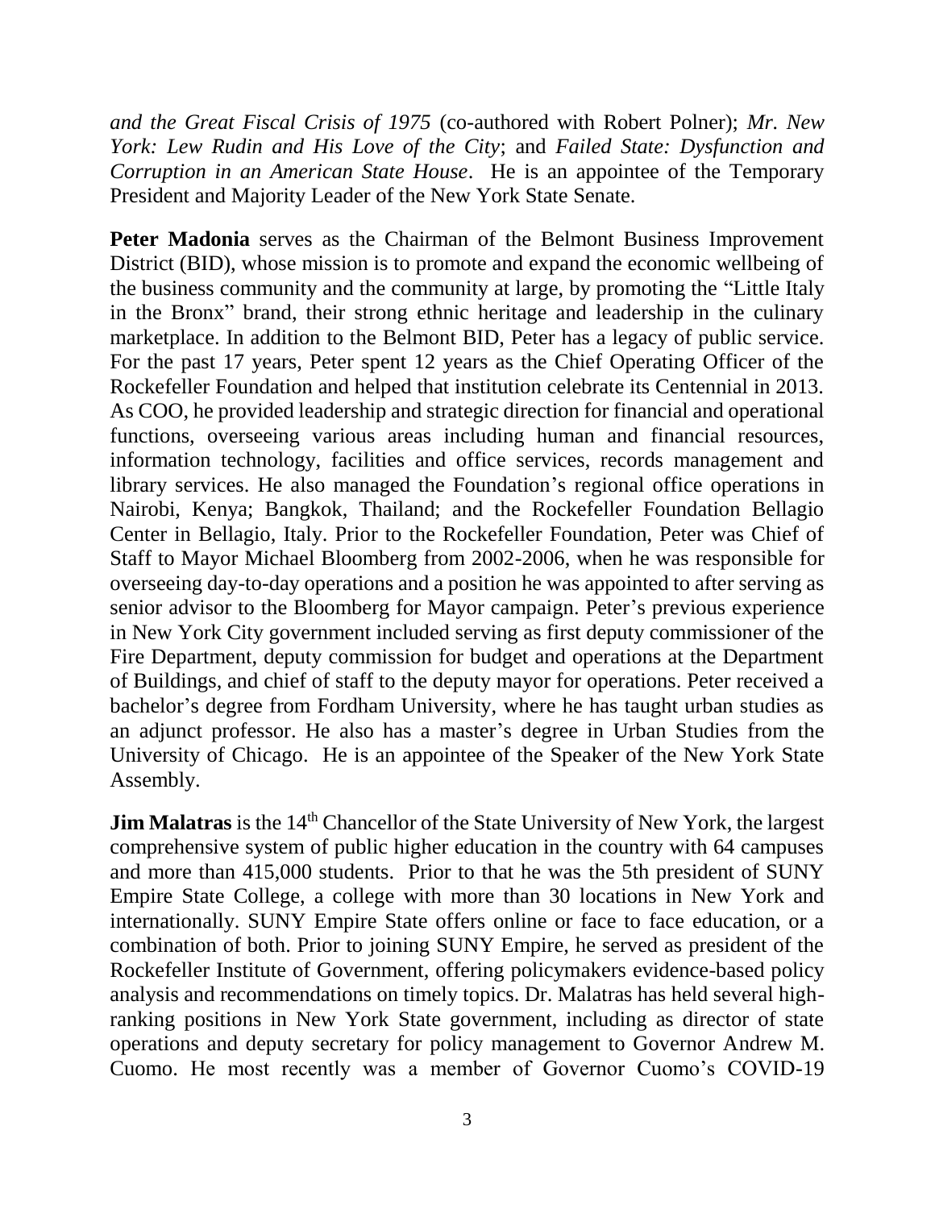*and the Great Fiscal Crisis of 1975* (co-authored with Robert Polner); *Mr. New York: Lew Rudin and His Love of the City*; and *Failed State: Dysfunction and Corruption in an American State House*. He is an appointee of the Temporary President and Majority Leader of the New York State Senate.

**Peter Madonia** serves as the Chairman of the Belmont Business Improvement District (BID), whose mission is to promote and expand the economic wellbeing of the business community and the community at large, by promoting the "Little Italy in the Bronx" brand, their strong ethnic heritage and leadership in the culinary marketplace. In addition to the Belmont BID, Peter has a legacy of public service. For the past 17 years, Peter spent 12 years as the Chief Operating Officer of the Rockefeller Foundation and helped that institution celebrate its Centennial in 2013. As COO, he provided leadership and strategic direction for financial and operational functions, overseeing various areas including human and financial resources, information technology, facilities and office services, records management and library services. He also managed the Foundation's regional office operations in Nairobi, Kenya; Bangkok, Thailand; and the Rockefeller Foundation Bellagio Center in Bellagio, Italy. Prior to the Rockefeller Foundation, Peter was Chief of Staff to Mayor Michael Bloomberg from 2002-2006, when he was responsible for overseeing day-to-day operations and a position he was appointed to after serving as senior advisor to the Bloomberg for Mayor campaign. Peter's previous experience in New York City government included serving as first deputy commissioner of the Fire Department, deputy commission for budget and operations at the Department of Buildings, and chief of staff to the deputy mayor for operations. Peter received a bachelor's degree from Fordham University, where he has taught urban studies as an adjunct professor. He also has a master's degree in Urban Studies from the University of Chicago. He is an appointee of the Speaker of the New York State Assembly.

**Jim Malatras** is the 14th Chancellor of the State University of New York, the largest comprehensive system of public higher education in the country with 64 campuses and more than 415,000 students. Prior to that he was the 5th president of SUNY Empire State College, a college with more than 30 locations in New York and internationally. SUNY Empire State offers online or face to face education, or a combination of both. Prior to joining SUNY Empire, he served as president of the Rockefeller Institute of Government, offering policymakers evidence-based policy analysis and recommendations on timely topics. Dr. Malatras has held several high-ranking positions in New York State government, including as director of state operations and deputy secretary for policy management to Governor Andrew M. Cuomo. He most recently was a member of Governor Cuomo's COVID-19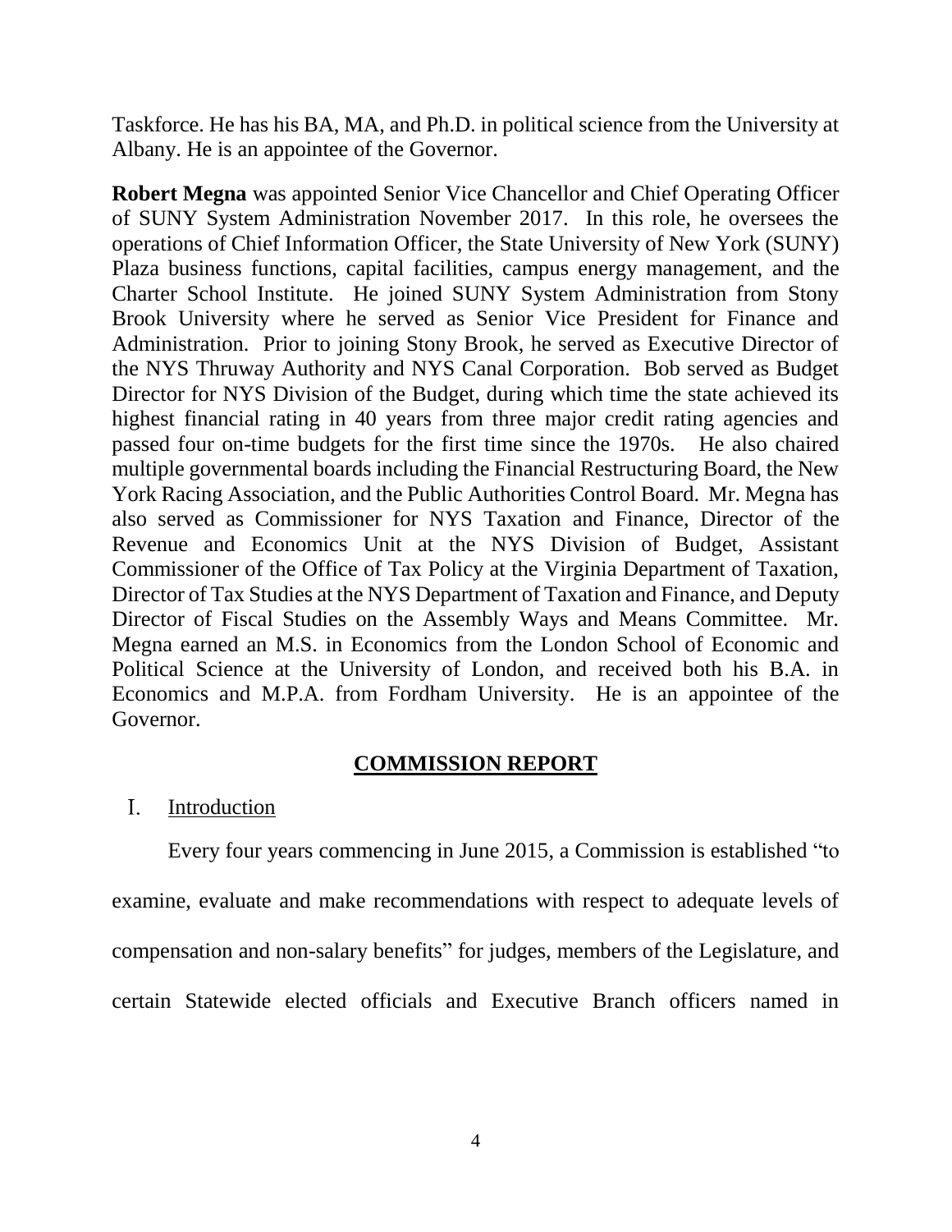Taskforce. He has his BA, MA, and Ph.D. in political science from the University at Albany. He is an appointee of the Governor.

**Robert Megna** was appointed Senior Vice Chancellor and Chief Operating Officer of SUNY System Administration November 2017. In this role, he oversees the operations of Chief Information Officer, the State University of New York (SUNY) Plaza business functions, capital facilities, campus energy management, and the Charter School Institute. He joined SUNY System Administration from Stony Brook University where he served as Senior Vice President for Finance and Administration. Prior to joining Stony Brook, he served as Executive Director of the NYS Thruway Authority and NYS Canal Corporation. Bob served as Budget Director for NYS Division of the Budget, during which time the state achieved its highest financial rating in 40 years from three major credit rating agencies and passed four on-time budgets for the first time since the 1970s. He also chaired multiple governmental boards including the Financial Restructuring Board, the New York Racing Association, and the Public Authorities Control Board. Mr. Megna has also served as Commissioner for NYS Taxation and Finance, Director of the Revenue and Economics Unit at the NYS Division of Budget, Assistant Commissioner of the Office of Tax Policy at the Virginia Department of Taxation, Director of Tax Studies at the NYS Department of Taxation and Finance, and Deputy Director of Fiscal Studies on the Assembly Ways and Means Committee. Mr. Megna earned an M.S. in Economics from the London School of Economic and Political Science at the University of London, and received both his B.A. in Economics and M.P.A. from Fordham University. He is an appointee of the Governor.

## COMMISSION REPORT

### I. Introduction

Every four years commencing in June 2015, a Commission is established "to examine, evaluate and make recommendations with respect to adequate levels of compensation and non-salary benefits" for judges, members of the Legislature, and certain Statewide elected officials and Executive Branch officers named in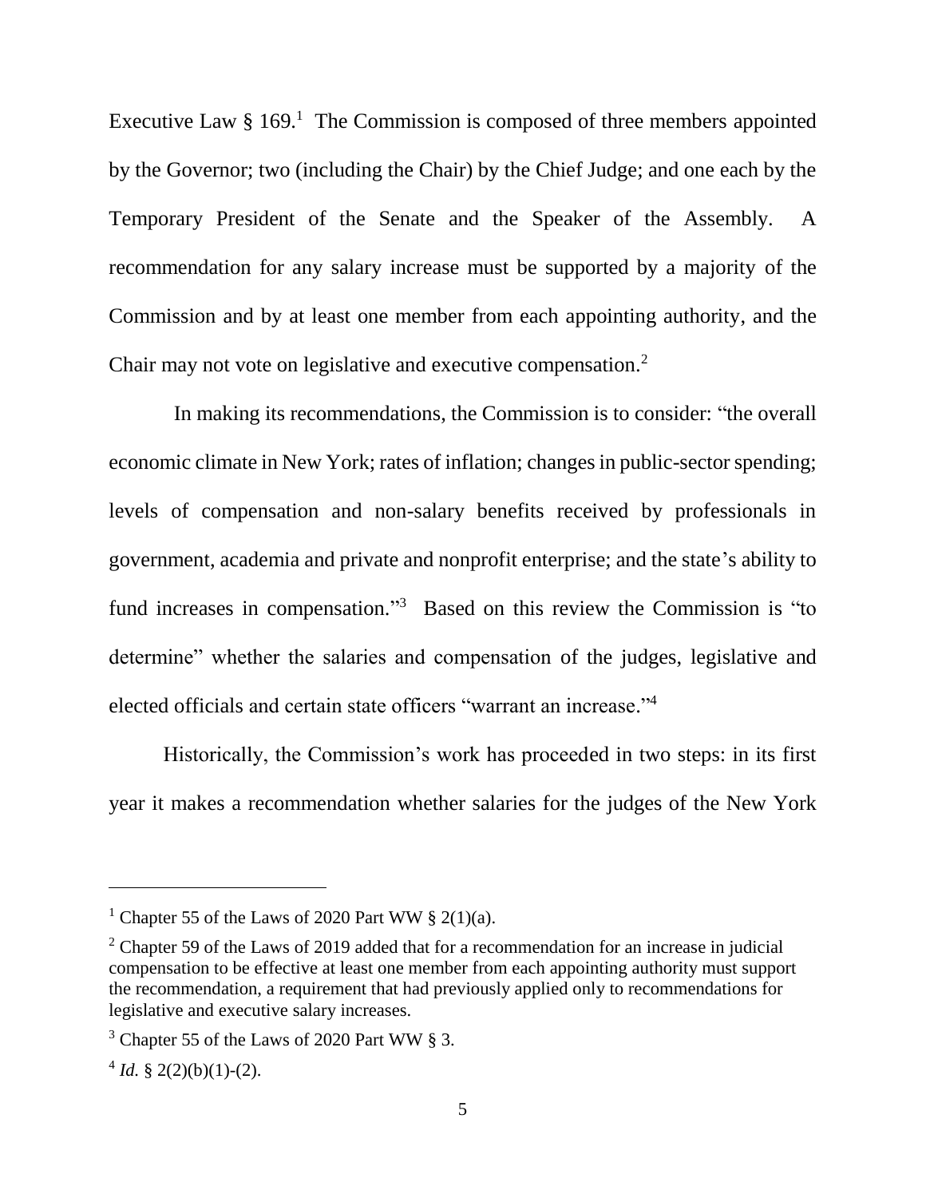Executive Law § 169.[1] The Commission is composed of three members appointed by the Governor; two (including the Chair) by the Chief Judge; and one each by the Temporary President of the Senate and the Speaker of the Assembly. A recommendation for any salary increase must be supported by a majority of the Commission and by at least one member from each appointing authority, and the Chair may not vote on legislative and executive compensation.[2]

In making its recommendations, the Commission is to consider: "the overall economic climate in New York; rates of inflation; changes in public-sector spending; levels of compensation and non-salary benefits received by professionals in government, academia and private and nonprofit enterprise; and the state's ability to fund increases in compensation."[3] Based on this review the Commission is "to determine" whether the salaries and compensation of the judges, legislative and elected officials and certain state officers "warrant an increase."[4]

Historically, the Commission's work has proceeded in two steps: in its first year it makes a recommendation whether salaries for the judges of the New York

---

[1] Chapter 55 of the Laws of 2020 Part WW § 2(1)(a).

[2] Chapter 59 of the Laws of 2019 added that for a recommendation for an increase in judicial compensation to be effective at least one member from each appointing authority must support the recommendation, a requirement that had previously applied only to recommendations for legislative and executive salary increases.

[3] Chapter 55 of the Laws of 2020 Part WW § 3.

[4] *Id.* § 2(2)(b)(1)-(2).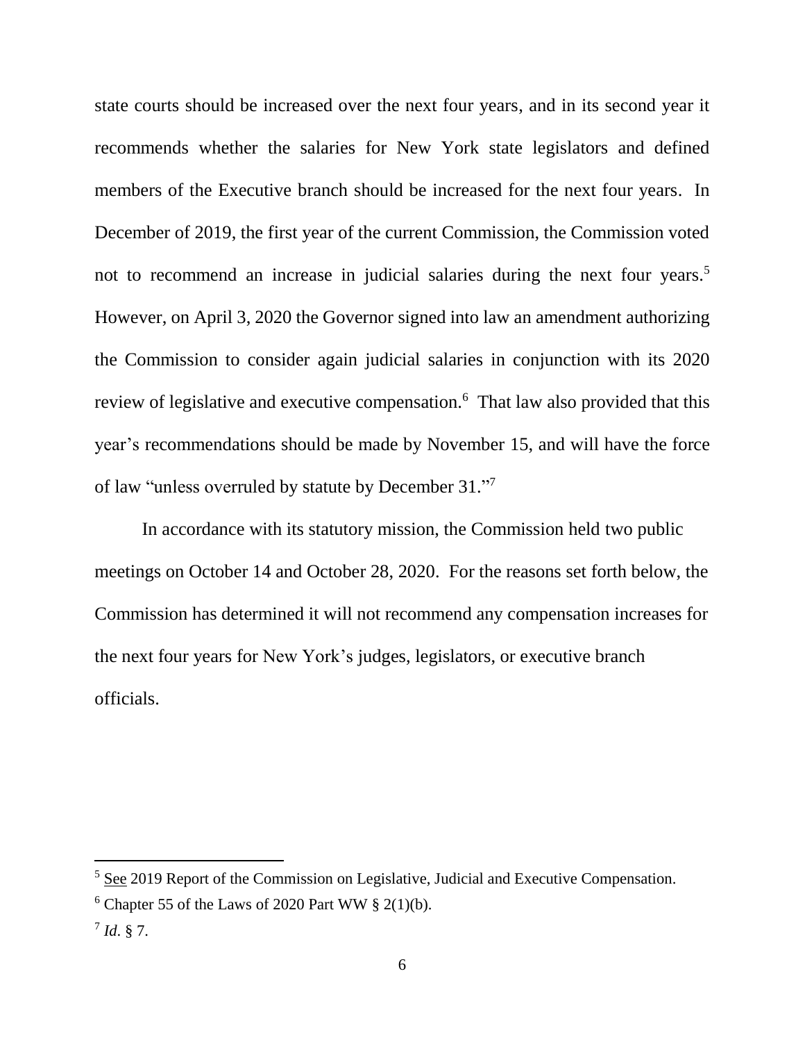state courts should be increased over the next four years, and in its second year it recommends whether the salaries for New York state legislators and defined members of the Executive branch should be increased for the next four years. In December of 2019, the first year of the current Commission, the Commission voted not to recommend an increase in judicial salaries during the next four years.[5] However, on April 3, 2020 the Governor signed into law an amendment authorizing the Commission to consider again judicial salaries in conjunction with its 2020 review of legislative and executive compensation.[6] That law also provided that this year's recommendations should be made by November 15, and will have the force of law "unless overruled by statute by December 31."[7]

In accordance with its statutory mission, the Commission held two public meetings on October 14 and October 28, 2020. For the reasons set forth below, the Commission has determined it will not recommend any compensation increases for the next four years for New York's judges, legislators, or executive branch officials.

---

[5] See 2019 Report of the Commission on Legislative, Judicial and Executive Compensation.

[6] Chapter 55 of the Laws of 2020 Part WW § 2(1)(b).

[7] *Id*. § 7.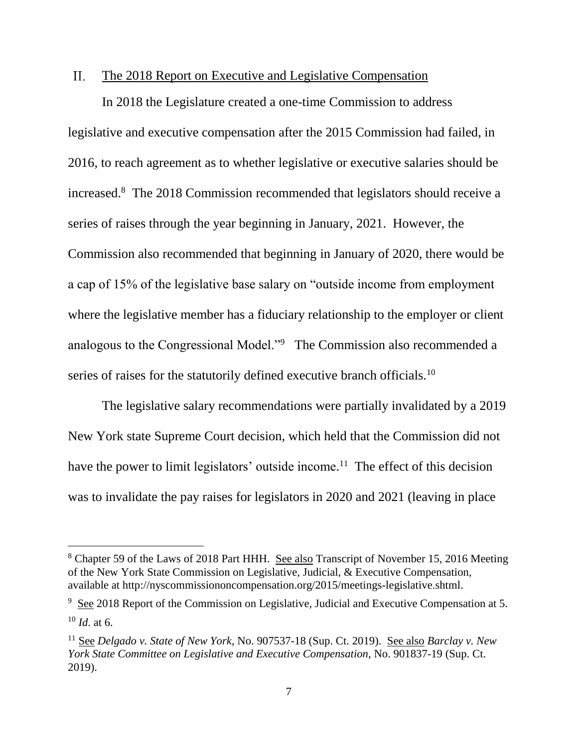## II. The 2018 Report on Executive and Legislative Compensation

In 2018 the Legislature created a one-time Commission to address legislative and executive compensation after the 2015 Commission had failed, in 2016, to reach agreement as to whether legislative or executive salaries should be increased.[8] The 2018 Commission recommended that legislators should receive a series of raises through the year beginning in January, 2021. However, the Commission also recommended that beginning in January of 2020, there would be a cap of 15% of the legislative base salary on "outside income from employment where the legislative member has a fiduciary relationship to the employer or client analogous to the Congressional Model."[9] The Commission also recommended a series of raises for the statutorily defined executive branch officials.[10]

The legislative salary recommendations were partially invalidated by a 2019 New York state Supreme Court decision, which held that the Commission did not have the power to limit legislators' outside income.[11] The effect of this decision was to invalidate the pay raises for legislators in 2020 and 2021 (leaving in place

---

[8] Chapter 59 of the Laws of 2018 Part HHH. See also Transcript of November 15, 2016 Meeting of the New York State Commission on Legislative, Judicial, & Executive Compensation, available at http://nyscommissiononcompensation.org/2015/meetings-legislative.shtml.

[9] See 2018 Report of the Commission on Legislative, Judicial and Executive Compensation at 5.

[10] *Id*. at 6.

[11] See *Delgado v. State of New York*, No. 907537-18 (Sup. Ct. 2019). See also *Barclay v. New York State Committee on Legislative and Executive Compensation*, No. 901837-19 (Sup. Ct. 2019).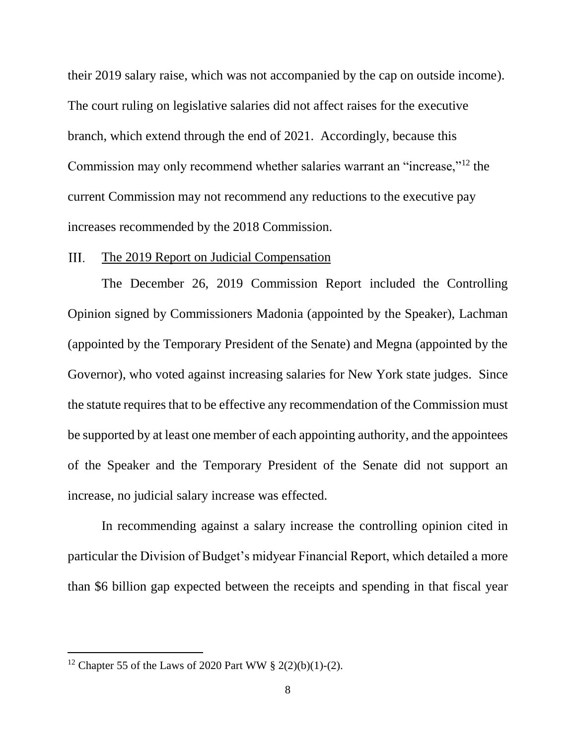their 2019 salary raise, which was not accompanied by the cap on outside income). The court ruling on legislative salaries did not affect raises for the executive branch, which extend through the end of 2021. Accordingly, because this Commission may only recommend whether salaries warrant an "increase,"[12] the current Commission may not recommend any reductions to the executive pay increases recommended by the 2018 Commission.

## III. The 2019 Report on Judicial Compensation

The December 26, 2019 Commission Report included the Controlling Opinion signed by Commissioners Madonia (appointed by the Speaker), Lachman (appointed by the Temporary President of the Senate) and Megna (appointed by the Governor), who voted against increasing salaries for New York state judges. Since the statute requires that to be effective any recommendation of the Commission must be supported by at least one member of each appointing authority, and the appointees of the Speaker and the Temporary President of the Senate did not support an increase, no judicial salary increase was effected.

In recommending against a salary increase the controlling opinion cited in particular the Division of Budget's midyear Financial Report, which detailed a more than $6 billion gap expected between the receipts and spending in that fiscal year

---

[12] Chapter 55 of the Laws of 2020 Part WW § 2(2)(b)(1)-(2).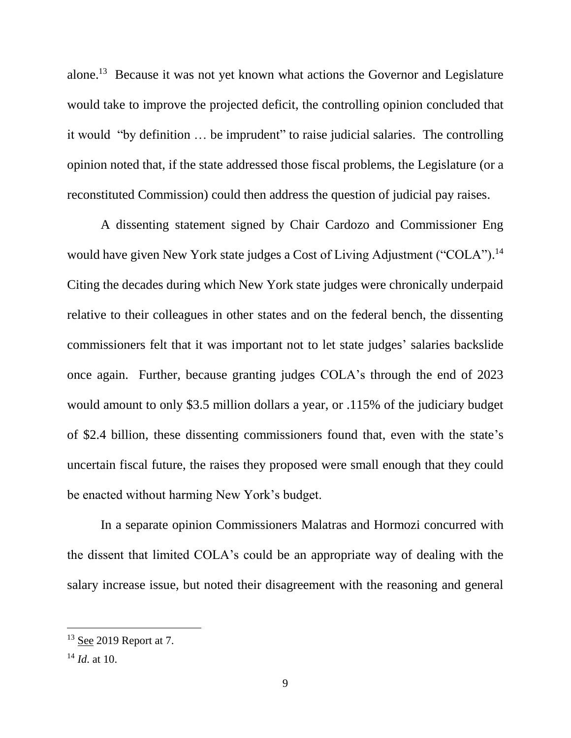alone.[13] Because it was not yet known what actions the Governor and Legislature would take to improve the projected deficit, the controlling opinion concluded that it would "by definition … be imprudent" to raise judicial salaries. The controlling opinion noted that, if the state addressed those fiscal problems, the Legislature (or a reconstituted Commission) could then address the question of judicial pay raises.

A dissenting statement signed by Chair Cardozo and Commissioner Eng would have given New York state judges a Cost of Living Adjustment ("COLA").[14] Citing the decades during which New York state judges were chronically underpaid relative to their colleagues in other states and on the federal bench, the dissenting commissioners felt that it was important not to let state judges' salaries backslide once again. Further, because granting judges COLA's through the end of 2023 would amount to only $3.5 million dollars a year, or .115% of the judiciary budget of $2.4 billion, these dissenting commissioners found that, even with the state's uncertain fiscal future, the raises they proposed were small enough that they could be enacted without harming New York's budget.

In a separate opinion Commissioners Malatras and Hormozi concurred with the dissent that limited COLA's could be an appropriate way of dealing with the salary increase issue, but noted their disagreement with the reasoning and general

---

[13] See 2019 Report at 7.

[14] *Id.* at 10.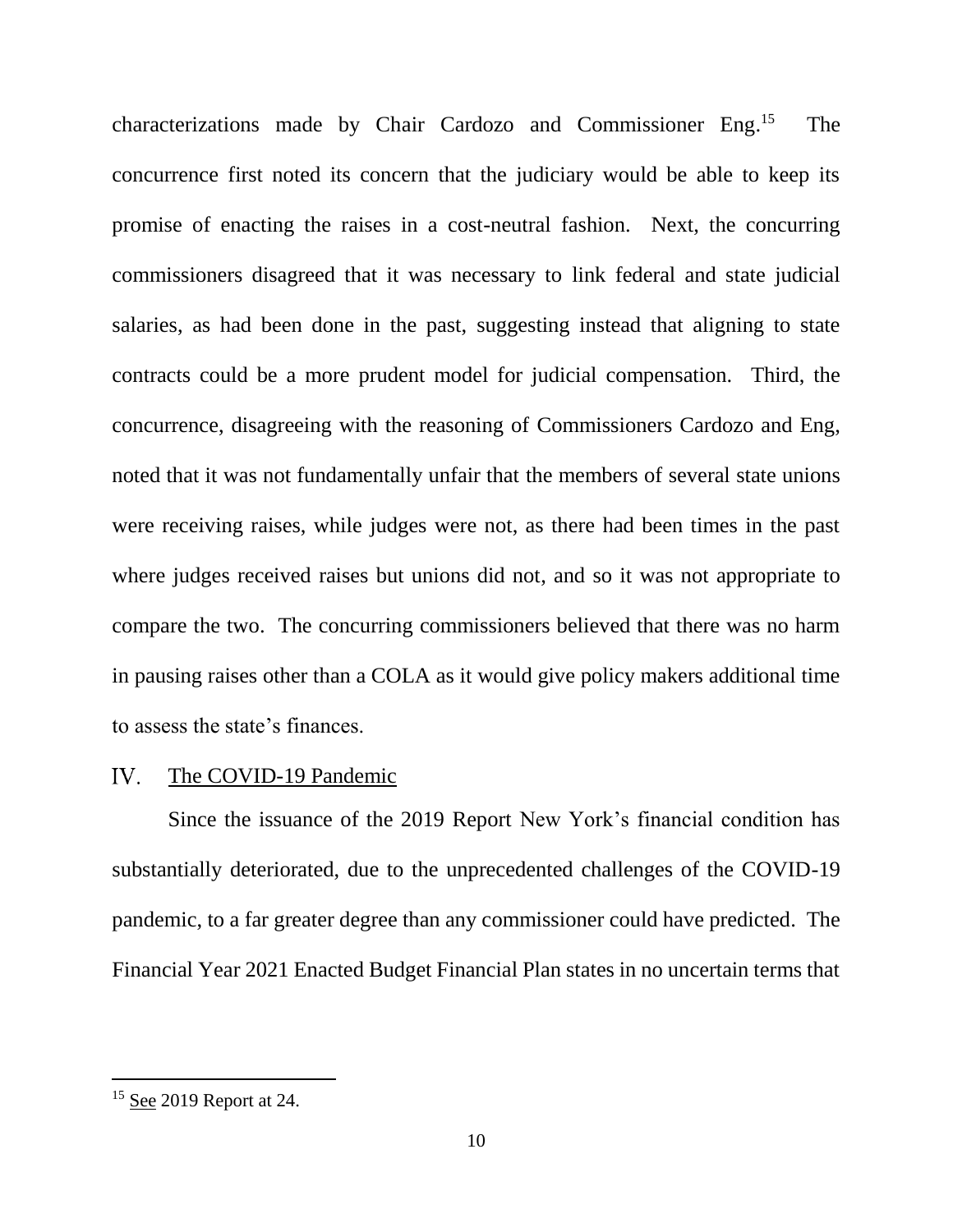characterizations made by Chair Cardozo and Commissioner Eng.[15] The concurrence first noted its concern that the judiciary would be able to keep its promise of enacting the raises in a cost-neutral fashion. Next, the concurring commissioners disagreed that it was necessary to link federal and state judicial salaries, as had been done in the past, suggesting instead that aligning to state contracts could be a more prudent model for judicial compensation. Third, the concurrence, disagreeing with the reasoning of Commissioners Cardozo and Eng, noted that it was not fundamentally unfair that the members of several state unions were receiving raises, while judges were not, as there had been times in the past where judges received raises but unions did not, and so it was not appropriate to compare the two. The concurring commissioners believed that there was no harm in pausing raises other than a COLA as it would give policy makers additional time to assess the state's finances.

## IV. The COVID-19 Pandemic

Since the issuance of the 2019 Report New York's financial condition has substantially deteriorated, due to the unprecedented challenges of the COVID-19 pandemic, to a far greater degree than any commissioner could have predicted. The Financial Year 2021 Enacted Budget Financial Plan states in no uncertain terms that

---

[15] See 2019 Report at 24.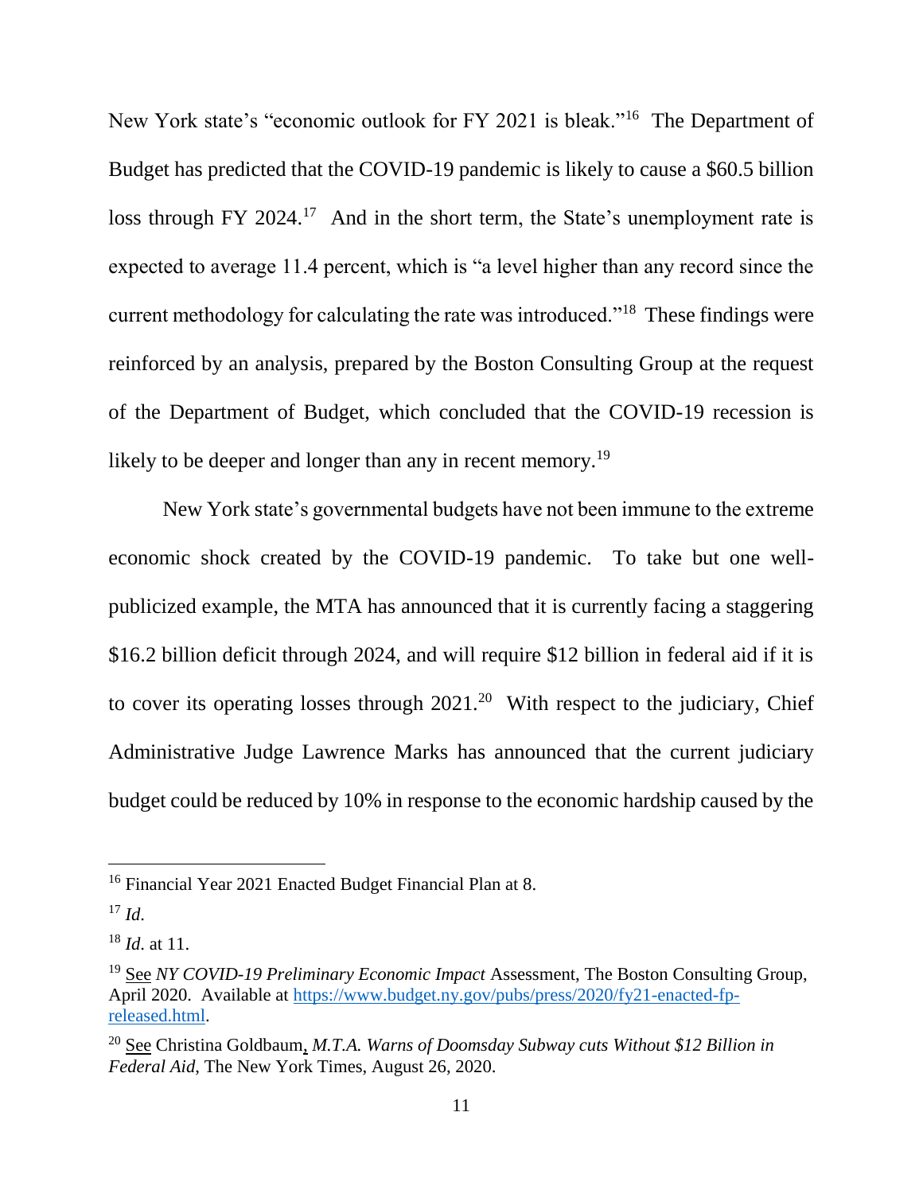New York state's "economic outlook for FY 2021 is bleak."[16] The Department of Budget has predicted that the COVID-19 pandemic is likely to cause a $60.5 billion loss through FY 2024.[17] And in the short term, the State's unemployment rate is expected to average 11.4 percent, which is "a level higher than any record since the current methodology for calculating the rate was introduced."[18] These findings were reinforced by an analysis, prepared by the Boston Consulting Group at the request of the Department of Budget, which concluded that the COVID-19 recession is likely to be deeper and longer than any in recent memory.[19]

New York state's governmental budgets have not been immune to the extreme economic shock created by the COVID-19 pandemic. To take but one well-publicized example, the MTA has announced that it is currently facing a staggering $16.2 billion deficit through 2024, and will require $12 billion in federal aid if it is to cover its operating losses through 2021.[20] With respect to the judiciary, Chief Administrative Judge Lawrence Marks has announced that the current judiciary budget could be reduced by 10% in response to the economic hardship caused by the

---

[16] Financial Year 2021 Enacted Budget Financial Plan at 8.

[17] *Id.*

[18] *Id.* at 11.

[19] See *NY COVID-19 Preliminary Economic Impact* Assessment, The Boston Consulting Group, April 2020. Available at [https://www.budget.ny.gov/pubs/press/2020/fy21-enacted-fp-released.html](https://www.budget.ny.gov/pubs/press/2020/fy21-enacted-fp-released.html).

[20] See Christina Goldbaum, *M.T.A. Warns of Doomsday Subway cuts Without $12 Billion in Federal Aid*, The New York Times, August 26, 2020.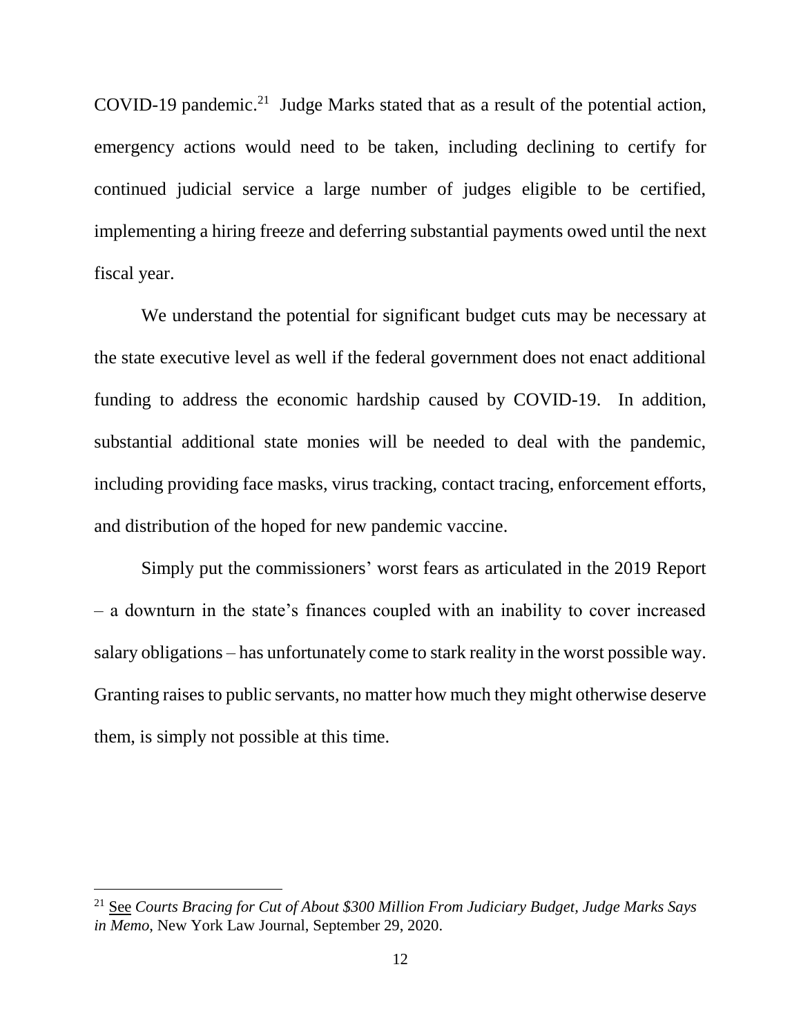COVID-19 pandemic.[21] Judge Marks stated that as a result of the potential action, emergency actions would need to be taken, including declining to certify for continued judicial service a large number of judges eligible to be certified, implementing a hiring freeze and deferring substantial payments owed until the next fiscal year.

We understand the potential for significant budget cuts may be necessary at the state executive level as well if the federal government does not enact additional funding to address the economic hardship caused by COVID-19. In addition, substantial additional state monies will be needed to deal with the pandemic, including providing face masks, virus tracking, contact tracing, enforcement efforts, and distribution of the hoped for new pandemic vaccine.

Simply put the commissioners' worst fears as articulated in the 2019 Report – a downturn in the state's finances coupled with an inability to cover increased salary obligations – has unfortunately come to stark reality in the worst possible way. Granting raises to public servants, no matter how much they might otherwise deserve them, is simply not possible at this time.

---

[21] See *Courts Bracing for Cut of About $300 Million From Judiciary Budget, Judge Marks Says in Memo*, New York Law Journal, September 29, 2020.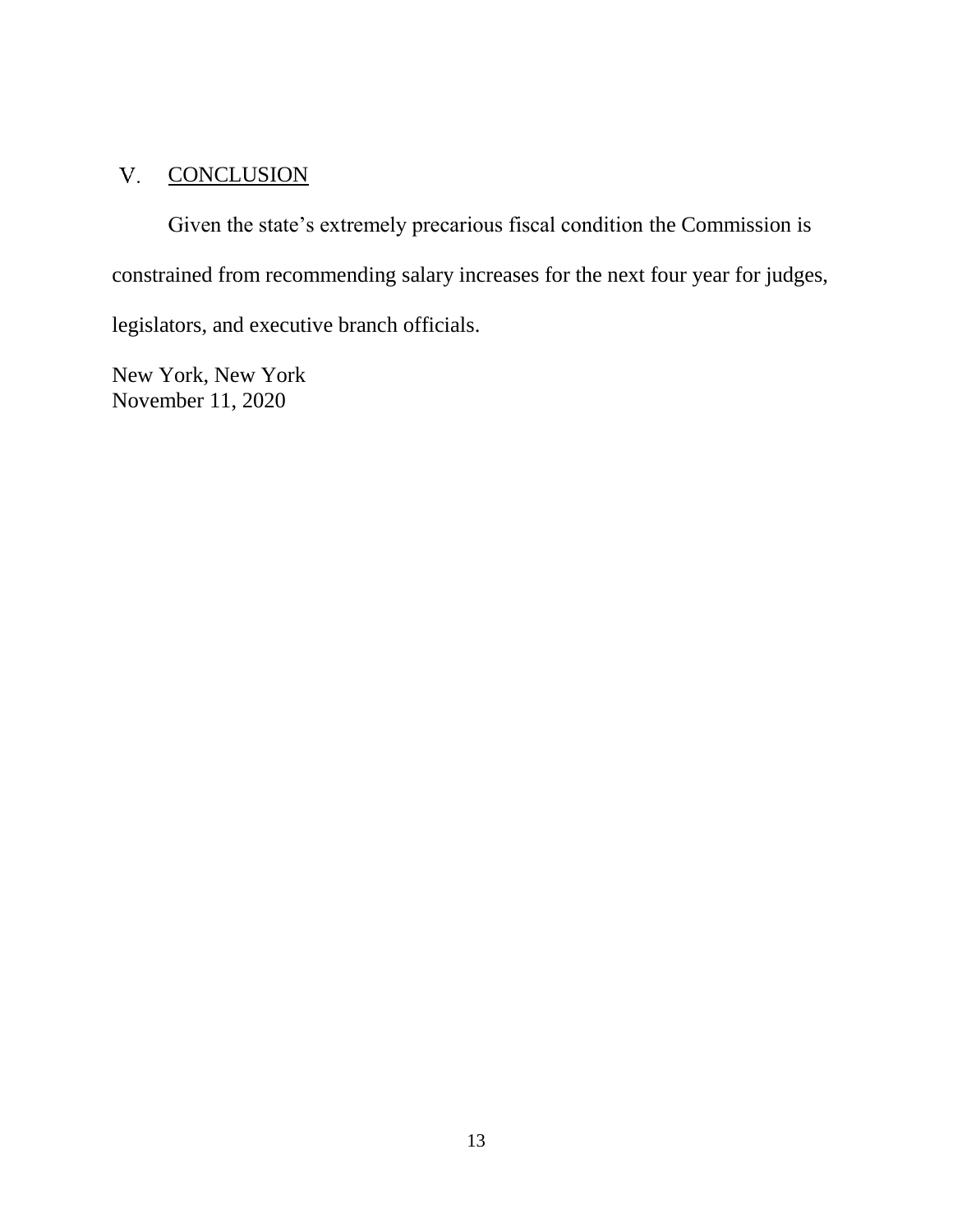## V. CONCLUSION

Given the state's extremely precarious fiscal condition the Commission is constrained from recommending salary increases for the next four year for judges, legislators, and executive branch officials.

New York, New York
November 11, 2020